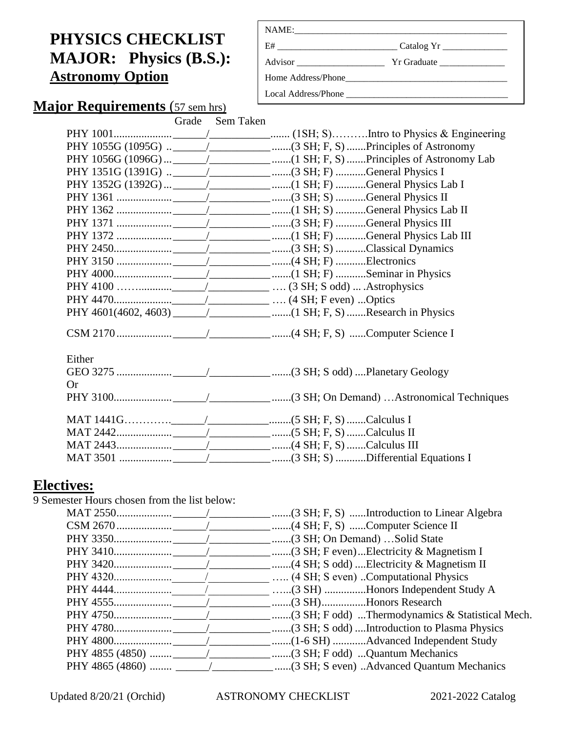# PHYSICS CHECKLIST
# MAJOR: Physics (B.S.): Astronomy Option

NAME:\_\_\_\_\_\_\_\_\_\_\_\_\_\_\_\_\_\_\_\_\_\_\_\_\_\_\_\_\_\_\_\_\_\_\_\_\_\_\_\_

E# \_\_\_\_\_\_\_\_\_\_\_\_\_\_\_\_\_\_\_\_\_\_\_\_ Catalog Yr \_\_\_\_\_\_\_\_\_\_\_\_\_

Advisor \_\_\_\_\_\_\_\_\_\_\_\_\_\_\_\_\_\_ Yr Graduate \_\_\_\_\_\_\_\_\_\_\_\_\_

Home Address/Phone\_\_\_\_\_\_\_\_\_\_\_\_\_\_\_\_\_\_\_\_\_\_\_\_\_\_\_\_\_\_\_\_\_

Local Address/Phone \_\_\_\_\_\_\_\_\_\_\_\_\_\_\_\_\_\_\_\_\_\_\_\_\_\_\_\_\_\_\_\_\_

## Major Requirements (57 sem hrs)

| Course | Grade | Sem Taken | Credits/Offered | Title |
|---|---|---|---|---|
| PHY 1001 | | | (1SH; S) | Intro to Physics & Engineering |
| PHY 1055G (1095G) | | | (3 SH; F, S) | Principles of Astronomy |
| PHY 1056G (1096G) | | | (1 SH; F, S) | Principles of Astronomy Lab |
| PHY 1351G (1391G) | | | (3 SH; F) | General Physics I |
| PHY 1352G (1392G) | | | (1 SH; F) | General Physics Lab I |
| PHY 1361 | | | (3 SH; S) | General Physics II |
| PHY 1362 | | | (1 SH; S) | General Physics Lab II |
| PHY 1371 | | | (3 SH; F) | General Physics III |
| PHY 1372 | | | (1 SH; F) | General Physics Lab III |
| PHY 2450 | | | (3 SH; S) | Classical Dynamics |
| PHY 3150 | | | (4 SH; F) | Electronics |
| PHY 4000 | | | (1 SH; F) | Seminar in Physics |
| PHY 4100 | | | (3 SH; S odd) | Astrophysics |
| PHY 4470 | | | (4 SH; F even) | Optics |
| PHY 4601(4602, 4603) | | | (1 SH; F, S) | Research in Physics |
| CSM 2170 | | | (4 SH; F, S) | Computer Science I |

Either

| Course | Grade | Sem Taken | Credits/Offered | Title |
|---|---|---|---|---|
| GEO 3275 | | | (3 SH; S odd) | Planetary Geology |

Or

| Course | Grade | Sem Taken | Credits/Offered | Title |
|---|---|---|---|---|
| PHY 3100 | | | (3 SH; On Demand) | Astronomical Techniques |

| Course | Grade | Sem Taken | Credits/Offered | Title |
|---|---|---|---|---|
| MAT 1441G | | | (5 SH; F, S) | Calculus I |
| MAT 2442 | | | (5 SH; F, S) | Calculus II |
| MAT 2443 | | | (4 SH; F, S) | Calculus III |
| MAT 3501 | | | (3 SH; S) | Differential Equations I |

## Electives:

9 Semester Hours chosen from the list below:

| Course | Grade | Sem Taken | Credits/Offered | Title |
|---|---|---|---|---|
| MAT 2550 | | | (3 SH; F, S) | Introduction to Linear Algebra |
| CSM 2670 | | | (4 SH; F, S) | Computer Science II |
| PHY 3350 | | | (3 SH; On Demand) | Solid State |
| PHY 3410 | | | (3 SH; F even) | Electricity & Magnetism I |
| PHY 3420 | | | (4 SH; S odd) | Electricity & Magnetism II |
| PHY 4320 | | | (4 SH; S even) | Computational Physics |
| PHY 4444 | | | (3 SH) | Honors Independent Study A |
| PHY 4555 | | | (3 SH) | Honors Research |
| PHY 4750 | | | (3 SH; F odd) | Thermodynamics & Statistical Mech. |
| PHY 4780 | | | (3 SH; S odd) | Introduction to Plasma Physics |
| PHY 4800 | | | (1-6 SH) | Advanced Independent Study |
| PHY 4855 (4850) | | | (3 SH; F odd) | Quantum Mechanics |
| PHY 4865 (4860) | | | (3 SH; S even) | Advanced Quantum Mechanics |

Updated 8/20/21 (Orchid) ASTRONOMY CHECKLIST 2021-2022 Catalog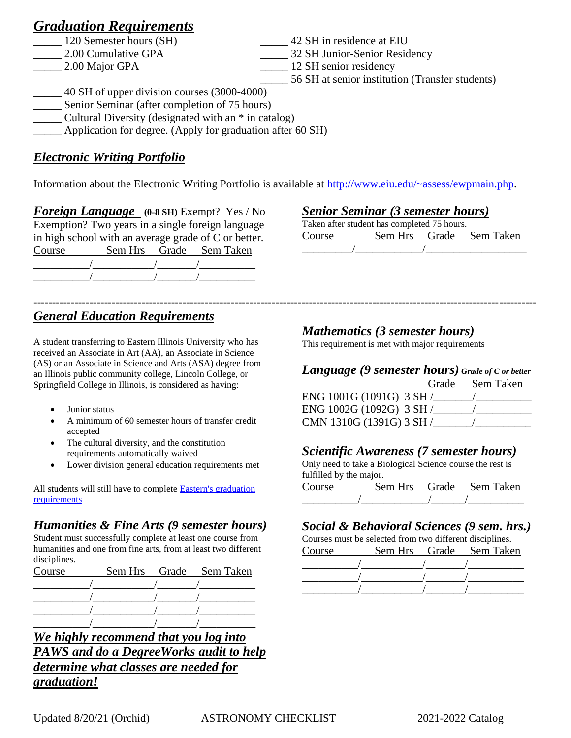## Graduation Requirements

_____ 120 Semester hours (SH)
_____ 2.00 Cumulative GPA
_____ 2.00 Major GPA
_____ 42 SH in residence at EIU
_____ 32 SH Junior-Senior Residency
_____ 12 SH senior residency
_____ 56 SH at senior institution (Transfer students)
_____ 40 SH of upper division courses (3000-4000)
_____ Senior Seminar (after completion of 75 hours)
_____ Cultural Diversity (designated with an * in catalog)
_____ Application for degree. (Apply for graduation after 60 SH)

## Electronic Writing Portfolio

Information about the Electronic Writing Portfolio is available at http://www.eiu.edu/~assess/ewpmain.php.

## Foreign Language (0-8 SH) Exempt? Yes / No

Exemption? Two years in a single foreign language in high school with an average grade of C or better.

| Course | Sem Hrs | Grade | Sem Taken |
|---|---|---|---|
| | | | |
| | | | |

## Senior Seminar (3 semester hours)

Taken after student has completed 75 hours.

| Course | Sem Hrs | Grade | Sem Taken |
|---|---|---|---|
| | | | |

---

## General Education Requirements

A student transferring to Eastern Illinois University who has received an Associate in Art (AA), an Associate in Science (AS) or an Associate in Science and Arts (ASA) degree from an Illinois public community college, Lincoln College, or Springfield College in Illinois, is considered as having:

- Junior status
- A minimum of 60 semester hours of transfer credit accepted
- The cultural diversity, and the constitution requirements automatically waived
- Lower division general education requirements met

All students will still have to complete Eastern's graduation requirements

### Humanities & Fine Arts (9 semester hours)

Student must successfully complete at least one course from humanities and one from fine arts, from at least two different disciplines.

| Course | Sem Hrs | Grade | Sem Taken |
|---|---|---|---|
| | | | |
| | | | |
| | | | |
| | | | |

***We highly recommend that you log into PAWS and do a DegreeWorks audit to help determine what classes are needed for graduation!***

### Mathematics (3 semester hours)

This requirement is met with major requirements

### Language (9 semester hours) *Grade of C or better*

| Course | Grade | Sem Taken |
|---|---|---|
| ENG 1001G (1091G) 3 SH | | |
| ENG 1002G (1092G) 3 SH | | |
| CMN 1310G (1391G) 3 SH | | |

### Scientific Awareness (7 semester hours)

Only need to take a Biological Science course the rest is fulfilled by the major.

| Course | Sem Hrs | Grade | Sem Taken |
|---|---|---|---|
| | | | |

### Social & Behavioral Sciences (9 sem. hrs.)

Courses must be selected from two different disciplines.

| Course | Sem Hrs | Grade | Sem Taken |
|---|---|---|---|
| | | | |
| | | | |
| | | | |

Updated 8/20/21 (Orchid) ASTRONOMY CHECKLIST 2021-2022 Catalog